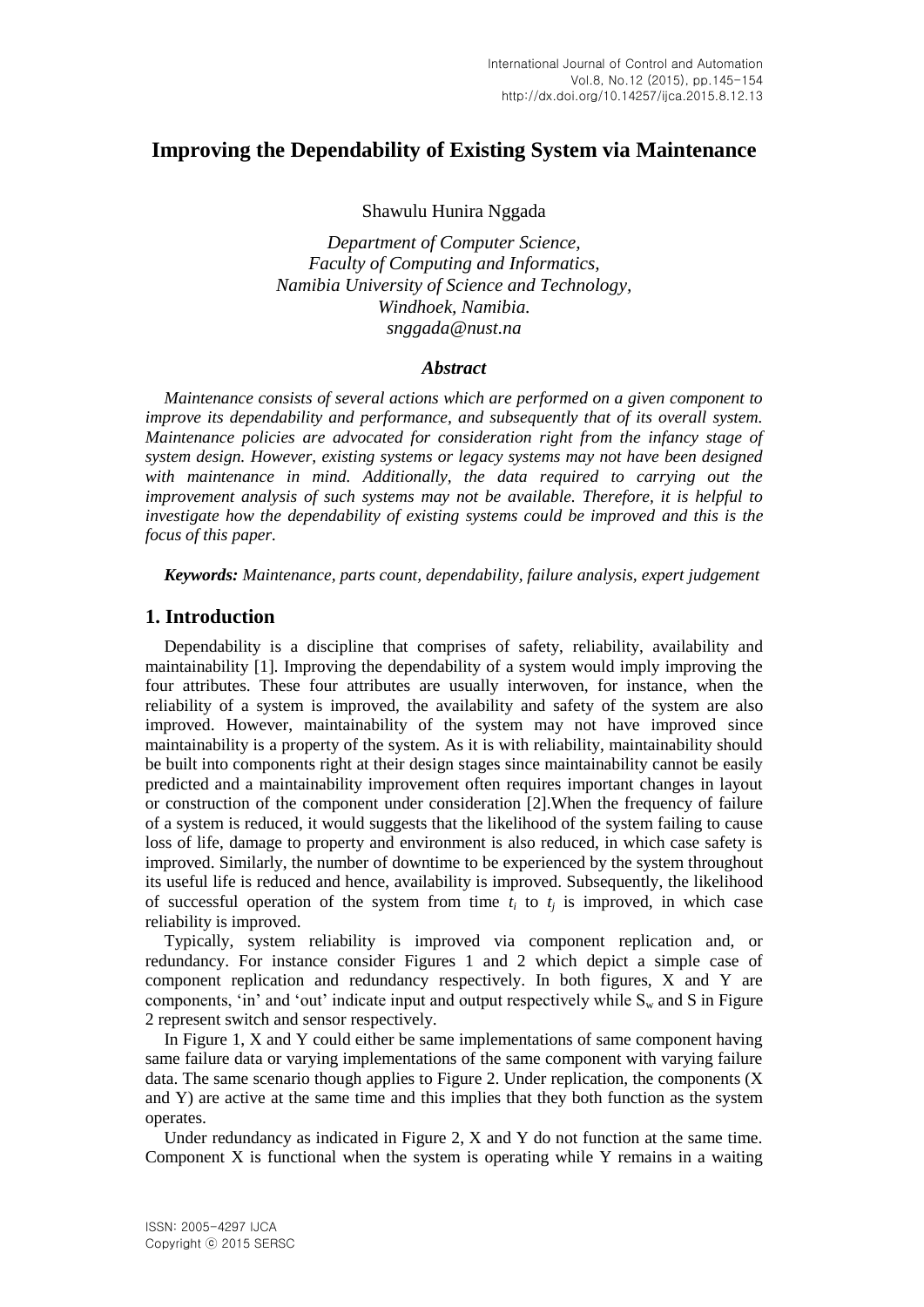# Improving the Dependability of Existing System via Maintenance

Shawulu Hunira Nggada

*Department of Computer Science,*
*Faculty of Computing and Informatics,*
*Namibia University of Science and Technology,*
*Windhoek, Namibia.*
*snggada@nust.na*

### *Abstract*

*Maintenance consists of several actions which are performed on a given component to improve its dependability and performance, and subsequently that of its overall system. Maintenance policies are advocated for consideration right from the infancy stage of system design. However, existing systems or legacy systems may not have been designed with maintenance in mind. Additionally, the data required to carrying out the improvement analysis of such systems may not be available. Therefore, it is helpful to investigate how the dependability of existing systems could be improved and this is the focus of this paper.*

***Keywords:*** *Maintenance, parts count, dependability, failure analysis, expert judgement*

## 1. Introduction

Dependability is a discipline that comprises of safety, reliability, availability and maintainability [1]. Improving the dependability of a system would imply improving the four attributes. These four attributes are usually interwoven, for instance, when the reliability of a system is improved, the availability and safety of the system are also improved. However, maintainability of the system may not have improved since maintainability is a property of the system. As it is with reliability, maintainability should be built into components right at their design stages since maintainability cannot be easily predicted and a maintainability improvement often requires important changes in layout or construction of the component under consideration [2].When the frequency of failure of a system is reduced, it would suggests that the likelihood of the system failing to cause loss of life, damage to property and environment is also reduced, in which case safety is improved. Similarly, the number of downtime to be experienced by the system throughout its useful life is reduced and hence, availability is improved. Subsequently, the likelihood of successful operation of the system from time $t_i$ to $t_j$ is improved, in which case reliability is improved.

Typically, system reliability is improved via component replication and, or redundancy. For instance consider Figures 1 and 2 which depict a simple case of component replication and redundancy respectively. In both figures, X and Y are components, 'in' and 'out' indicate input and output respectively while $S_w$ and S in Figure 2 represent switch and sensor respectively.

In Figure 1, X and Y could either be same implementations of same component having same failure data or varying implementations of the same component with varying failure data. The same scenario though applies to Figure 2. Under replication, the components (X and Y) are active at the same time and this implies that they both function as the system operates.

Under redundancy as indicated in Figure 2, X and Y do not function at the same time. Component X is functional when the system is operating while Y remains in a waiting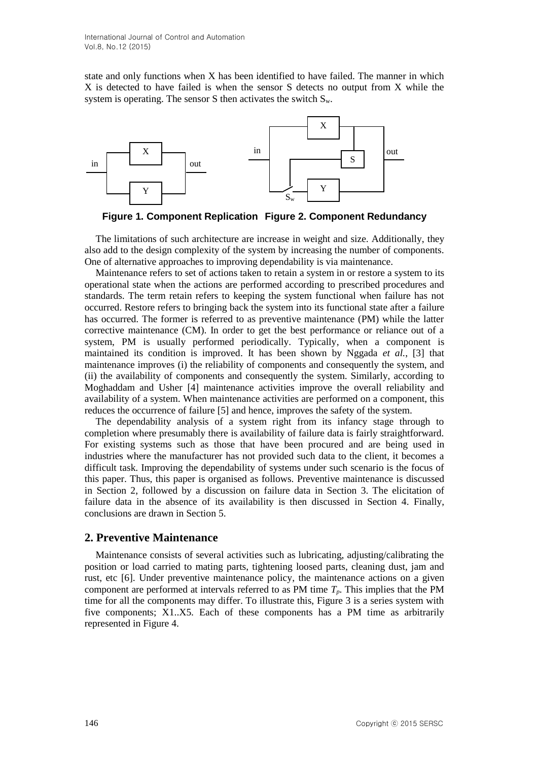state and only functions when X has been identified to have failed. The manner in which X is detected to have failed is when the sensor S detects no output from X while the system is operating. The sensor S then activates the switch $S_w$.

**Figure 1. Component Replication** **Figure 2. Component Redundancy**

The limitations of such architecture are increase in weight and size. Additionally, they also add to the design complexity of the system by increasing the number of components. One of alternative approaches to improving dependability is via maintenance.

Maintenance refers to set of actions taken to retain a system in or restore a system to its operational state when the actions are performed according to prescribed procedures and standards. The term retain refers to keeping the system functional when failure has not occurred. Restore refers to bringing back the system into its functional state after a failure has occurred. The former is referred to as preventive maintenance (PM) while the latter corrective maintenance (CM). In order to get the best performance or reliance out of a system, PM is usually performed periodically. Typically, when a component is maintained its condition is improved. It has been shown by Nggada *et al.*, [3] that maintenance improves (i) the reliability of components and consequently the system, and (ii) the availability of components and consequently the system. Similarly, according to Moghaddam and Usher [4] maintenance activities improve the overall reliability and availability of a system. When maintenance activities are performed on a component, this reduces the occurrence of failure [5] and hence, improves the safety of the system.

The dependability analysis of a system right from its infancy stage through to completion where presumably there is availability of failure data is fairly straightforward. For existing systems such as those that have been procured and are being used in industries where the manufacturer has not provided such data to the client, it becomes a difficult task. Improving the dependability of systems under such scenario is the focus of this paper. Thus, this paper is organised as follows. Preventive maintenance is discussed in Section 2, followed by a discussion on failure data in Section 3. The elicitation of failure data in the absence of its availability is then discussed in Section 4. Finally, conclusions are drawn in Section 5.

## 2. Preventive Maintenance

Maintenance consists of several activities such as lubricating, adjusting/calibrating the position or load carried to mating parts, tightening loosed parts, cleaning dust, jam and rust, etc [6]. Under preventive maintenance policy, the maintenance actions on a given component are performed at intervals referred to as PM time $T_p$. This implies that the PM time for all the components may differ. To illustrate this, Figure 3 is a series system with five components; X1..X5. Each of these components has a PM time as arbitrarily represented in Figure 4.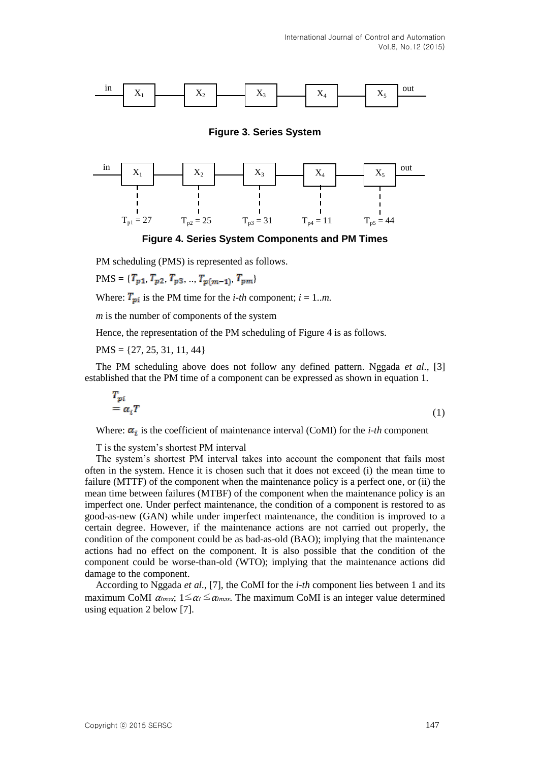in — $X_1$ — $X_2$ — $X_3$ — $X_4$ — $X_5$ — out

**Figure 3. Series System**

in — $X_1$ — $X_2$ — $X_3$ — $X_4$ — $X_5$ — out

$T_{p1} = 27$ $T_{p2} = 25$ $T_{p3} = 31$ $T_{p4} = 11$ $T_{p5} = 44$

**Figure 4. Series System Components and PM Times**

PM scheduling (PMS) is represented as follows.

PMS = $\{T_{p1}, T_{p2}, T_{p3}, .., T_{p(m-1)}, T_{pm}\}$

Where: $T_{pi}$ is the PM time for the *i-th* component; $i = 1..m$.

$m$ is the number of components of the system

Hence, the representation of the PM scheduling of Figure 4 is as follows.

PMS = {27, 25, 31, 11, 44}

The PM scheduling above does not follow any defined pattern. Nggada *et al.*, [3] established that the PM time of a component can be expressed as shown in equation 1.

$$T_{pi} = \alpha_i T \tag{1}$$

Where: $\alpha_i$ is the coefficient of maintenance interval (CoMI) for the *i-th* component

T is the system's shortest PM interval

The system's shortest PM interval takes into account the component that fails most often in the system. Hence it is chosen such that it does not exceed (i) the mean time to failure (MTTF) of the component when the maintenance policy is a perfect one, or (ii) the mean time between failures (MTBF) of the component when the maintenance policy is an imperfect one. Under perfect maintenance, the condition of a component is restored to as good-as-new (GAN) while under imperfect maintenance, the condition is improved to a certain degree. However, if the maintenance actions are not carried out properly, the condition of the component could be as bad-as-old (BAO); implying that the maintenance actions had no effect on the component. It is also possible that the condition of the component could be worse-than-old (WTO); implying that the maintenance actions did damage to the component.

According to Nggada *et al.*, [7], the CoMI for the *i-th* component lies between 1 and its maximum CoMI $\alpha_{imax}$; $1 \leq \alpha_i \leq \alpha_{imax}$. The maximum CoMI is an integer value determined using equation 2 below [7].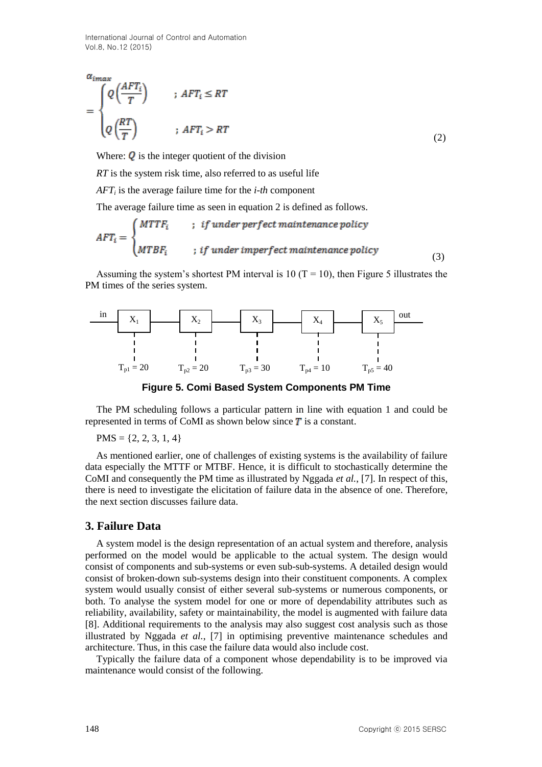$$\alpha_{imax} = \begin{cases} Q\left(\frac{AFT_i}{T}\right) & ; AFT_i \leq RT \\ Q\left(\frac{RT}{T}\right) & ; AFT_i > RT \end{cases} \tag{2}$$

Where: $Q$ is the integer quotient of the division

$RT$ is the system risk time, also referred to as useful life

$AFT_i$ is the average failure time for the *i-th* component

The average failure time as seen in equation 2 is defined as follows.

$$AFT_i = \begin{cases} MTTF_i & ; \text{ if under perfect maintenance policy} \\ MTBF_i & ; \text{ if under imperfect maintenance policy} \end{cases} \tag{3}$$

Assuming the system's shortest PM interval is 10 ($T = 10$), then Figure 5 illustrates the PM times of the series system.

in → $X_1$ → $X_2$ → $X_3$ → $X_4$ → $X_5$ → out

$T_{p1} = 20$, $T_{p2} = 20$, $T_{p3} = 30$, $T_{p4} = 10$, $T_{p5} = 40$

**Figure 5. Comi Based System Components PM Time**

The PM scheduling follows a particular pattern in line with equation 1 and could be represented in terms of CoMI as shown below since $T$ is a constant.

PMS = {2, 2, 3, 1, 4}

As mentioned earlier, one of challenges of existing systems is the availability of failure data especially the MTTF or MTBF. Hence, it is difficult to stochastically determine the CoMI and consequently the PM time as illustrated by Nggada *et al.*, [7]. In respect of this, there is need to investigate the elicitation of failure data in the absence of one. Therefore, the next section discusses failure data.

## 3. Failure Data

A system model is the design representation of an actual system and therefore, analysis performed on the model would be applicable to the actual system. The design would consist of components and sub-systems or even sub-sub-systems. A detailed design would consist of broken-down sub-systems design into their constituent components. A complex system would usually consist of either several sub-systems or numerous components, or both. To analyse the system model for one or more of dependability attributes such as reliability, availability, safety or maintainability, the model is augmented with failure data [8]. Additional requirements to the analysis may also suggest cost analysis such as those illustrated by Nggada *et al.*, [7] in optimising preventive maintenance schedules and architecture. Thus, in this case the failure data would also include cost.

Typically the failure data of a component whose dependability is to be improved via maintenance would consist of the following.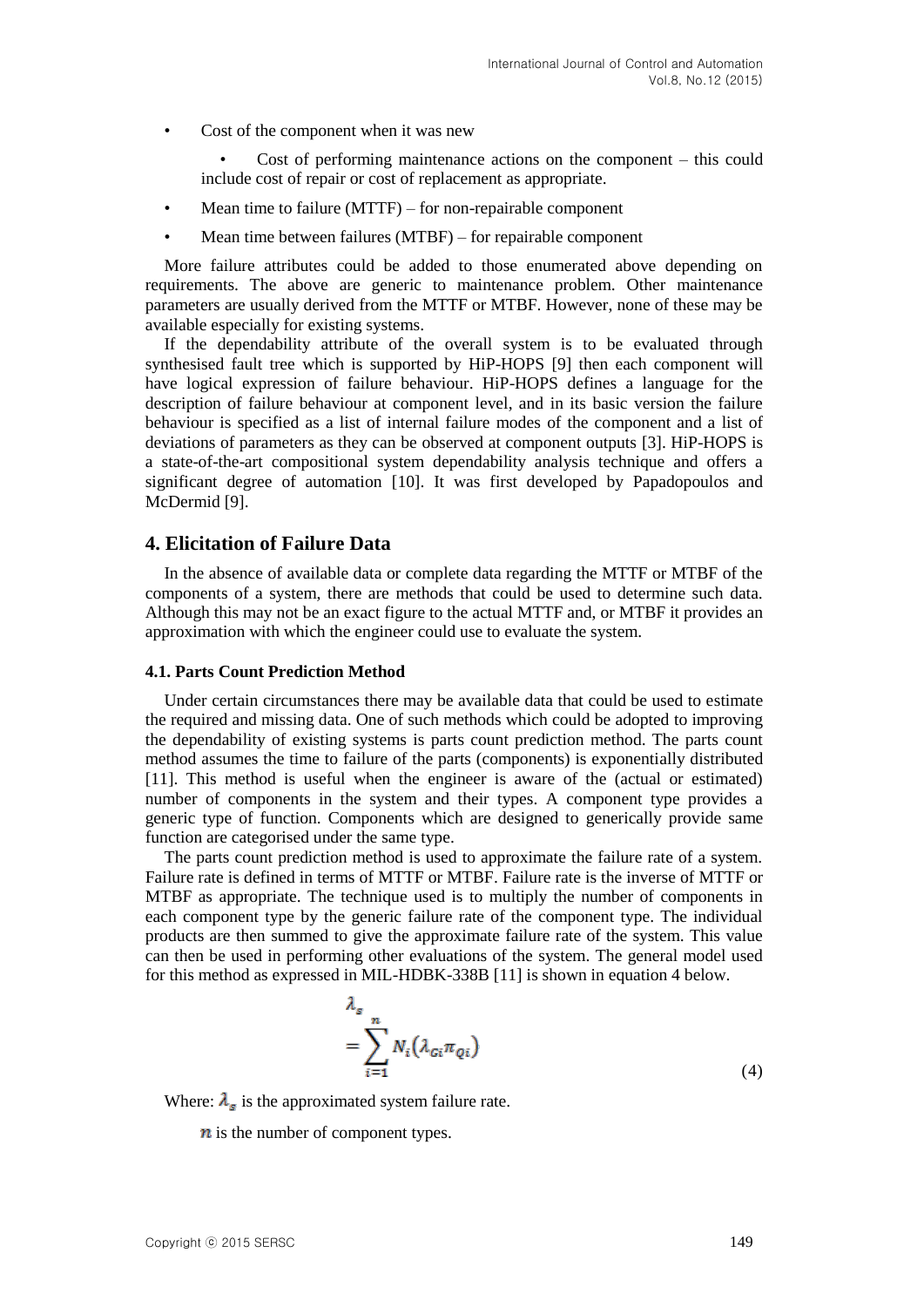- Cost of the component when it was new
- Cost of performing maintenance actions on the component – this could include cost of repair or cost of replacement as appropriate.
- Mean time to failure (MTTF) – for non-repairable component
- Mean time between failures (MTBF) – for repairable component

More failure attributes could be added to those enumerated above depending on requirements. The above are generic to maintenance problem. Other maintenance parameters are usually derived from the MTTF or MTBF. However, none of these may be available especially for existing systems.

If the dependability attribute of the overall system is to be evaluated through synthesised fault tree which is supported by HiP-HOPS [9] then each component will have logical expression of failure behaviour. HiP-HOPS defines a language for the description of failure behaviour at component level, and in its basic version the failure behaviour is specified as a list of internal failure modes of the component and a list of deviations of parameters as they can be observed at component outputs [3]. HiP-HOPS is a state-of-the-art compositional system dependability analysis technique and offers a significant degree of automation [10]. It was first developed by Papadopoulos and McDermid [9].

## 4. Elicitation of Failure Data

In the absence of available data or complete data regarding the MTTF or MTBF of the components of a system, there are methods that could be used to determine such data. Although this may not be an exact figure to the actual MTTF and, or MTBF it provides an approximation with which the engineer could use to evaluate the system.

### 4.1. Parts Count Prediction Method

Under certain circumstances there may be available data that could be used to estimate the required and missing data. One of such methods which could be adopted to improving the dependability of existing systems is parts count prediction method. The parts count method assumes the time to failure of the parts (components) is exponentially distributed [11]. This method is useful when the engineer is aware of the (actual or estimated) number of components in the system and their types. A component type provides a generic type of function. Components which are designed to generically provide same function are categorised under the same type.

The parts count prediction method is used to approximate the failure rate of a system. Failure rate is defined in terms of MTTF or MTBF. Failure rate is the inverse of MTTF or MTBF as appropriate. The technique used is to multiply the number of components in each component type by the generic failure rate of the component type. The individual products are then summed to give the approximate failure rate of the system. This value can then be used in performing other evaluations of the system. The general model used for this method as expressed in MIL-HDBK-338B [11] is shown in equation 4 below.

$$\lambda_s = \sum_{i=1}^{n} N_i \left(\lambda_{Gi} \pi_{Qi}\right) \quad (4)$$

Where: $\lambda_s$ is the approximated system failure rate.

$n$ is the number of component types.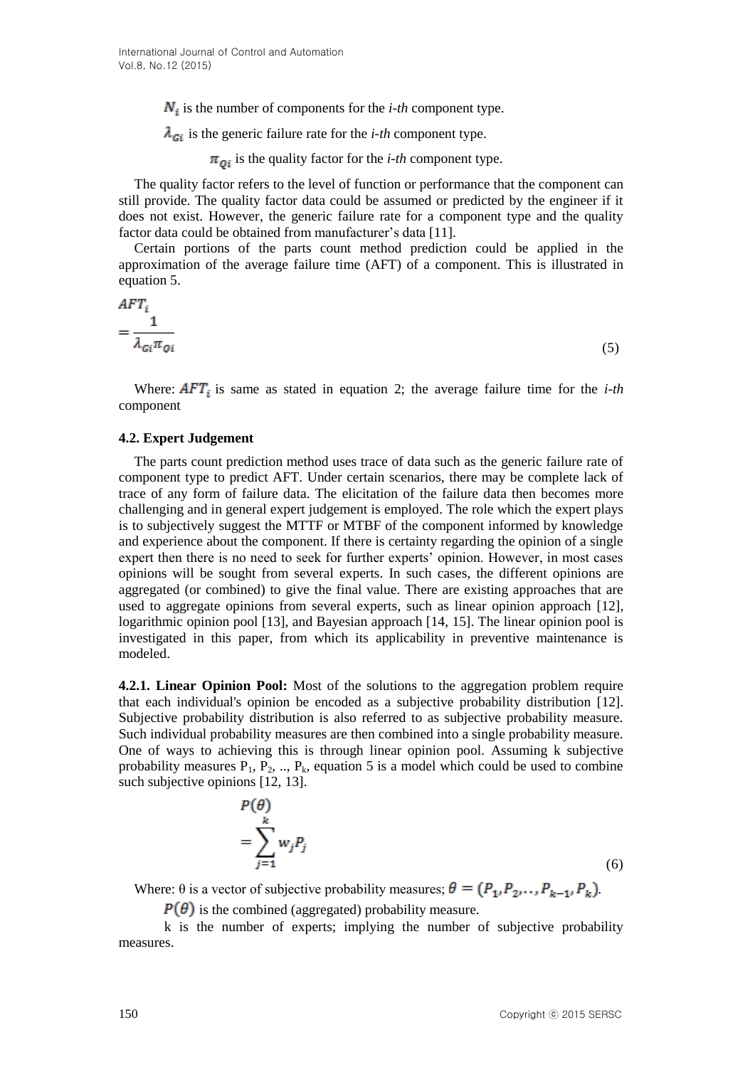$N_i$ is the number of components for the *i-th* component type.

$\lambda_{Gi}$ is the generic failure rate for the *i-th* component type.

$\pi_{Qi}$ is the quality factor for the *i-th* component type.

The quality factor refers to the level of function or performance that the component can still provide. The quality factor data could be assumed or predicted by the engineer if it does not exist. However, the generic failure rate for a component type and the quality factor data could be obtained from manufacturer's data [11].

Certain portions of the parts count method prediction could be applied in the approximation of the average failure time (AFT) of a component. This is illustrated in equation 5.

$$AFT_i = \frac{1}{\lambda_{Gi}\pi_{Qi}} \tag{5}$$

Where: $AFT_i$ is same as stated in equation 2; the average failure time for the *i-th* component

### 4.2. Expert Judgement

The parts count prediction method uses trace of data such as the generic failure rate of component type to predict AFT. Under certain scenarios, there may be complete lack of trace of any form of failure data. The elicitation of the failure data then becomes more challenging and in general expert judgement is employed. The role which the expert plays is to subjectively suggest the MTTF or MTBF of the component informed by knowledge and experience about the component. If there is certainty regarding the opinion of a single expert then there is no need to seek for further experts' opinion. However, in most cases opinions will be sought from several experts. In such cases, the different opinions are aggregated (or combined) to give the final value. There are existing approaches that are used to aggregate opinions from several experts, such as linear opinion approach [12], logarithmic opinion pool [13], and Bayesian approach [14, 15]. The linear opinion pool is investigated in this paper, from which its applicability in preventive maintenance is modeled.

**4.2.1. Linear Opinion Pool:** Most of the solutions to the aggregation problem require that each individual's opinion be encoded as a subjective probability distribution [12]. Subjective probability distribution is also referred to as subjective probability measure. Such individual probability measures are then combined into a single probability measure. One of ways to achieving this is through linear opinion pool. Assuming k subjective probability measures $P_1$, $P_2$, .., $P_k$, equation 5 is a model which could be used to combine such subjective opinions [12, 13].

$$P(\theta) = \sum_{j=1}^{k} w_j P_j \tag{6}$$

Where: θ is a vector of subjective probability measures; $\theta = (P_1, P_2, .., P_{k-1}, P_k)$.

$P(\theta)$ is the combined (aggregated) probability measure.

k is the number of experts; implying the number of subjective probability measures.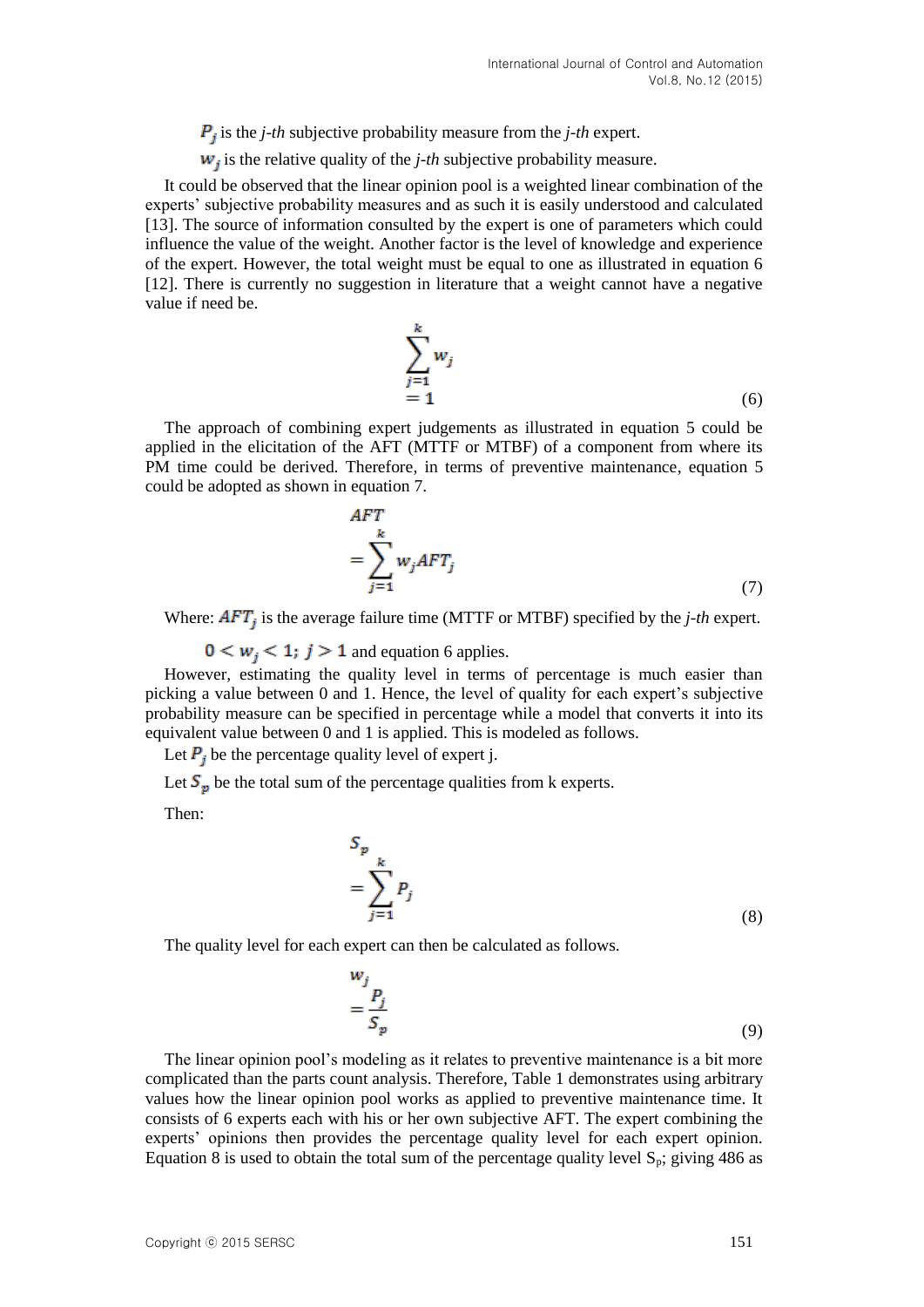$P_j$ is the *j-th* subjective probability measure from the *j-th* expert.

$w_j$ is the relative quality of the *j-th* subjective probability measure.

It could be observed that the linear opinion pool is a weighted linear combination of the experts' subjective probability measures and as such it is easily understood and calculated [13]. The source of information consulted by the expert is one of parameters which could influence the value of the weight. Another factor is the level of knowledge and experience of the expert. However, the total weight must be equal to one as illustrated in equation 6 [12]. There is currently no suggestion in literature that a weight cannot have a negative value if need be.

$$\sum_{j=1}^{k} w_j = 1 \tag{6}$$

The approach of combining expert judgements as illustrated in equation 5 could be applied in the elicitation of the AFT (MTTF or MTBF) of a component from where its PM time could be derived. Therefore, in terms of preventive maintenance, equation 5 could be adopted as shown in equation 7.

$$AFT = \sum_{j=1}^{k} w_j AFT_j \tag{7}$$

Where: $AFT_j$ is the average failure time (MTTF or MTBF) specified by the *j-th* expert.

$0 < w_j < 1;\ j > 1$ and equation 6 applies.

However, estimating the quality level in terms of percentage is much easier than picking a value between 0 and 1. Hence, the level of quality for each expert's subjective probability measure can be specified in percentage while a model that converts it into its equivalent value between 0 and 1 is applied. This is modeled as follows.

Let $P_j$ be the percentage quality level of expert j.

Let $S_p$ be the total sum of the percentage qualities from k experts.

Then:

$$S_p = \sum_{j=1}^{k} P_j \tag{8}$$

The quality level for each expert can then be calculated as follows.

$$w_j = \frac{P_j}{S_p} \tag{9}$$

The linear opinion pool's modeling as it relates to preventive maintenance is a bit more complicated than the parts count analysis. Therefore, Table 1 demonstrates using arbitrary values how the linear opinion pool works as applied to preventive maintenance time. It consists of 6 experts each with his or her own subjective AFT. The expert combining the experts' opinions then provides the percentage quality level for each expert opinion. Equation 8 is used to obtain the total sum of the percentage quality level $S_p$; giving 486 as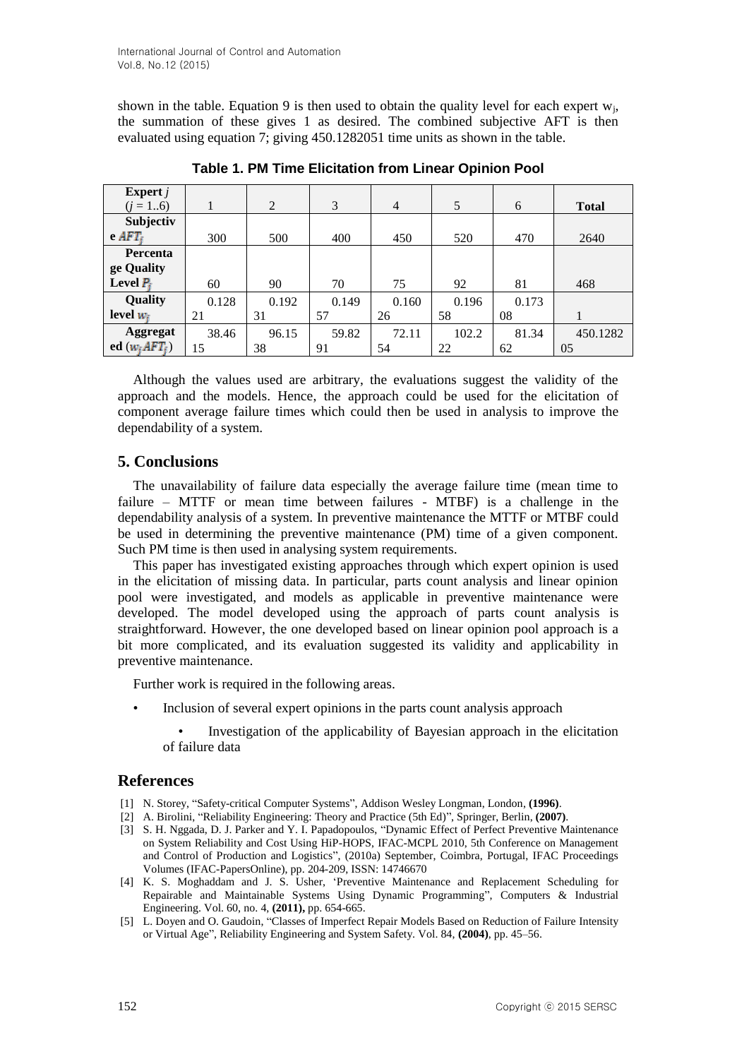shown in the table. Equation 9 is then used to obtain the quality level for each expert $w_j$, the summation of these gives 1 as desired. The combined subjective AFT is then evaluated using equation 7; giving 450.1282051 time units as shown in the table.

**Table 1. PM Time Elicitation from Linear Opinion Pool**

| **Expert** $j$ ($j = 1..6$) | 1 | 2 | 3 | 4 | 5 | 6 | **Total** |
|---|---|---|---|---|---|---|---|
| **Subjective** $AFT_j$ | 300 | 500 | 400 | 450 | 520 | 470 | 2640 |
| **Percentage Quality Level** $P_j$ | 60 | 90 | 70 | 75 | 92 | 81 | 468 |
| **Quality level** $w_j$ | 0.12821 | 0.19231 | 0.14957 | 0.16026 | 0.19658 | 0.17308 | 1 |
| **Aggregated** ($w_j AFT_j$) | 38.4615 | 96.1538 | 59.8291 | 72.1154 | 102.222 | 81.3462 | 450.128205 |

Although the values used are arbitrary, the evaluations suggest the validity of the approach and the models. Hence, the approach could be used for the elicitation of component average failure times which could then be used in analysis to improve the dependability of a system.

## 5. Conclusions

The unavailability of failure data especially the average failure time (mean time to failure – MTTF or mean time between failures - MTBF) is a challenge in the dependability analysis of a system. In preventive maintenance the MTTF or MTBF could be used in determining the preventive maintenance (PM) time of a given component. Such PM time is then used in analysing system requirements.

This paper has investigated existing approaches through which expert opinion is used in the elicitation of missing data. In particular, parts count analysis and linear opinion pool were investigated, and models as applicable in preventive maintenance were developed. The model developed using the approach of parts count analysis is straightforward. However, the one developed based on linear opinion pool approach is a bit more complicated, and its evaluation suggested its validity and applicability in preventive maintenance.

Further work is required in the following areas.

- Inclusion of several expert opinions in the parts count analysis approach
- Investigation of the applicability of Bayesian approach in the elicitation of failure data

## References

[1] N. Storey, "Safety-critical Computer Systems", Addison Wesley Longman, London, **(1996)**.

[2] A. Birolini, "Reliability Engineering: Theory and Practice (5th Ed)", Springer, Berlin, **(2007)**.

[3] S. H. Nggada, D. J. Parker and Y. I. Papadopoulos, "Dynamic Effect of Perfect Preventive Maintenance on System Reliability and Cost Using HiP-HOPS, IFAC-MCPL 2010, 5th Conference on Management and Control of Production and Logistics", (2010a) September, Coimbra, Portugal, IFAC Proceedings Volumes (IFAC-PapersOnline), pp. 204-209, ISSN: 14746670

[4] K. S. Moghaddam and J. S. Usher, 'Preventive Maintenance and Replacement Scheduling for Repairable and Maintainable Systems Using Dynamic Programming", Computers & Industrial Engineering. Vol. 60, no. 4, **(2011),** pp. 654-665.

[5] L. Doyen and O. Gaudoin, "Classes of Imperfect Repair Models Based on Reduction of Failure Intensity or Virtual Age", Reliability Engineering and System Safety. Vol. 84, **(2004)**, pp. 45–56.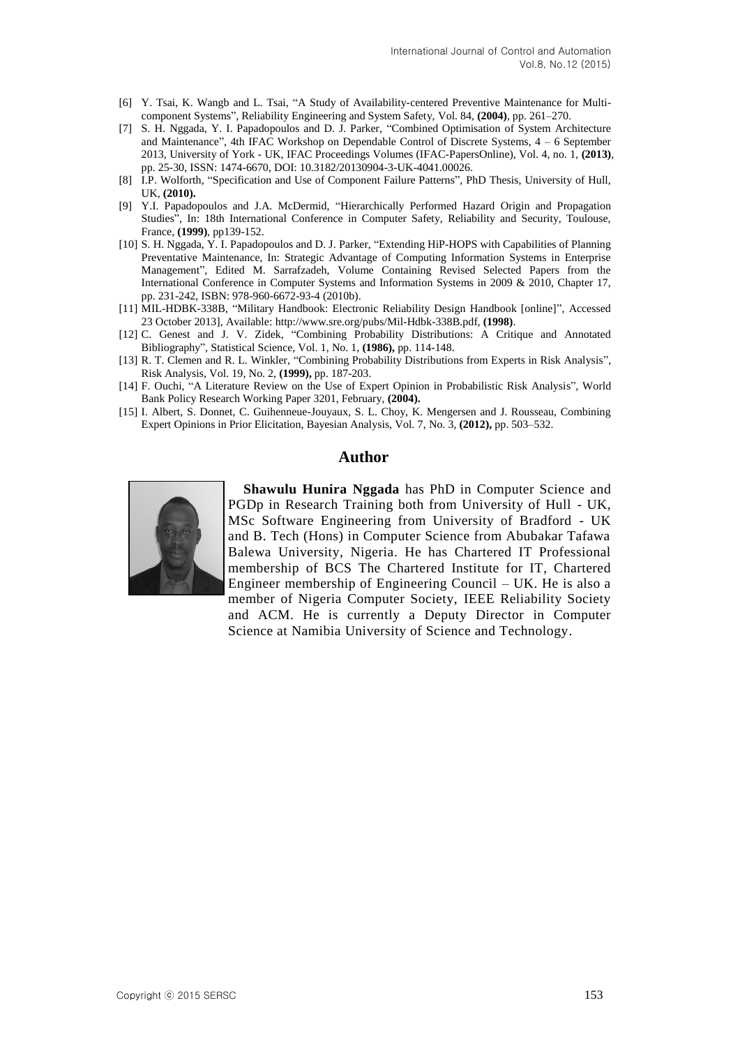[6] Y. Tsai, K. Wangb and L. Tsai, "A Study of Availability-centered Preventive Maintenance for Multi-component Systems", Reliability Engineering and System Safety, Vol. 84, **(2004)**, pp. 261–270.

[7] S. H. Nggada, Y. I. Papadopoulos and D. J. Parker, "Combined Optimisation of System Architecture and Maintenance", 4th IFAC Workshop on Dependable Control of Discrete Systems, 4 – 6 September 2013, University of York - UK, IFAC Proceedings Volumes (IFAC-PapersOnline), Vol. 4, no. 1, **(2013)**, pp. 25-30, ISSN: 1474-6670, DOI: 10.3182/20130904-3-UK-4041.00026.

[8] I.P. Wolforth, "Specification and Use of Component Failure Patterns", PhD Thesis, University of Hull, UK, **(2010).**

[9] Y.I. Papadopoulos and J.A. McDermid, "Hierarchically Performed Hazard Origin and Propagation Studies", In: 18th International Conference in Computer Safety, Reliability and Security, Toulouse, France, **(1999)**, pp139-152.

[10] S. H. Nggada, Y. I. Papadopoulos and D. J. Parker, "Extending HiP-HOPS with Capabilities of Planning Preventative Maintenance, In: Strategic Advantage of Computing Information Systems in Enterprise Management", Edited M. Sarrafzadeh, Volume Containing Revised Selected Papers from the International Conference in Computer Systems and Information Systems in 2009 & 2010, Chapter 17, pp. 231-242, ISBN: 978-960-6672-93-4 (2010b).

[11] MIL-HDBK-338B, "Military Handbook: Electronic Reliability Design Handbook [online]", Accessed 23 October 2013], Available: http://www.sre.org/pubs/Mil-Hdbk-338B.pdf, **(1998)**.

[12] C. Genest and J. V. Zidek, "Combining Probability Distributions: A Critique and Annotated Bibliography", Statistical Science, Vol. 1, No. 1, **(1986),** pp. 114-148.

[13] R. T. Clemen and R. L. Winkler, "Combining Probability Distributions from Experts in Risk Analysis", Risk Analysis, Vol. 19, No. 2, **(1999),** pp. 187-203.

[14] F. Ouchi, "A Literature Review on the Use of Expert Opinion in Probabilistic Risk Analysis", World Bank Policy Research Working Paper 3201, February, **(2004).**

[15] I. Albert, S. Donnet, C. Guihenneue-Jouyaux, S. L. Choy, K. Mengersen and J. Rousseau, Combining Expert Opinions in Prior Elicitation, Bayesian Analysis, Vol. 7, No. 3, **(2012),** pp. 503–532.

## Author

**Shawulu Hunira Nggada** has PhD in Computer Science and PGDp in Research Training both from University of Hull - UK, MSc Software Engineering from University of Bradford - UK and B. Tech (Hons) in Computer Science from Abubakar Tafawa Balewa University, Nigeria. He has Chartered IT Professional membership of BCS The Chartered Institute for IT, Chartered Engineer membership of Engineering Council – UK. He is also a member of Nigeria Computer Society, IEEE Reliability Society and ACM. He is currently a Deputy Director in Computer Science at Namibia University of Science and Technology.